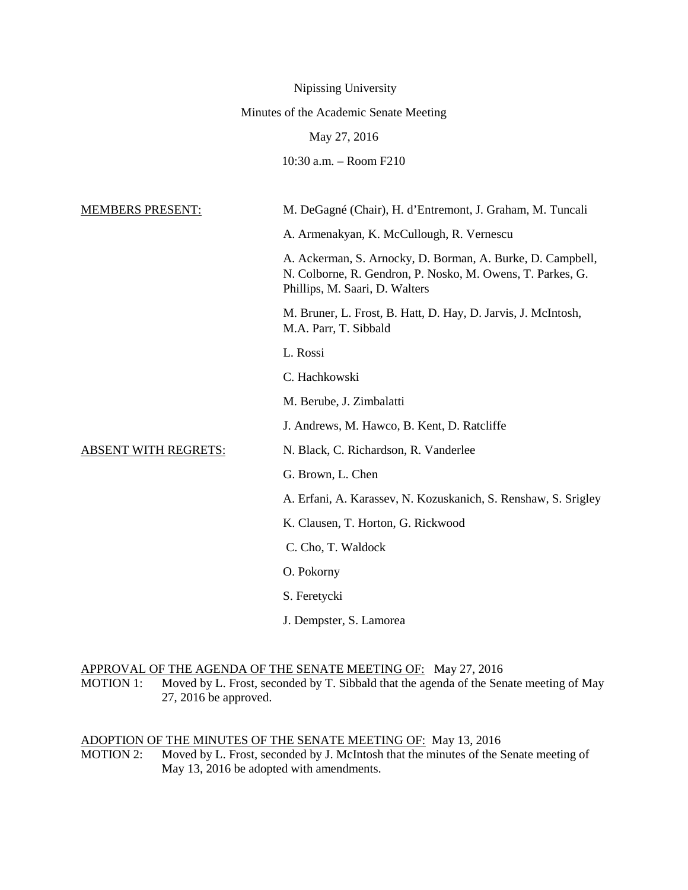Nipissing University

Minutes of the Academic Senate Meeting

May 27, 2016

10:30 a.m. – Room F210

| | |
|---|---|
| MEMBERS PRESENT: | M. DeGagné (Chair), H. d'Entremont, J. Graham, M. Tuncali |
| | A. Armenakyan, K. McCullough, R. Vernescu |
| | A. Ackerman, S. Arnocky, D. Borman, A. Burke, D. Campbell, N. Colborne, R. Gendron, P. Nosko, M. Owens, T. Parkes, G. Phillips, M. Saari, D. Walters |
| | M. Bruner, L. Frost, B. Hatt, D. Hay, D. Jarvis, J. McIntosh, M.A. Parr, T. Sibbald |
| | L. Rossi |
| | C. Hachkowski |
| | M. Berube, J. Zimbalatti |
| | J. Andrews, M. Hawco, B. Kent, D. Ratcliffe |
| ABSENT WITH REGRETS: | N. Black, C. Richardson, R. Vanderlee |
| | G. Brown, L. Chen |
| | A. Erfani, A. Karassev, N. Kozuskanich, S. Renshaw, S. Srigley |
| | K. Clausen, T. Horton, G. Rickwood |
| | C. Cho, T. Waldock |
| | O. Pokorny |
| | S. Feretycki |
| | J. Dempster, S. Lamorea |

APPROVAL OF THE AGENDA OF THE SENATE MEETING OF: May 27, 2016

MOTION 1: Moved by L. Frost, seconded by T. Sibbald that the agenda of the Senate meeting of May 27, 2016 be approved.

ADOPTION OF THE MINUTES OF THE SENATE MEETING OF: May 13, 2016

MOTION 2: Moved by L. Frost, seconded by J. McIntosh that the minutes of the Senate meeting of May 13, 2016 be adopted with amendments.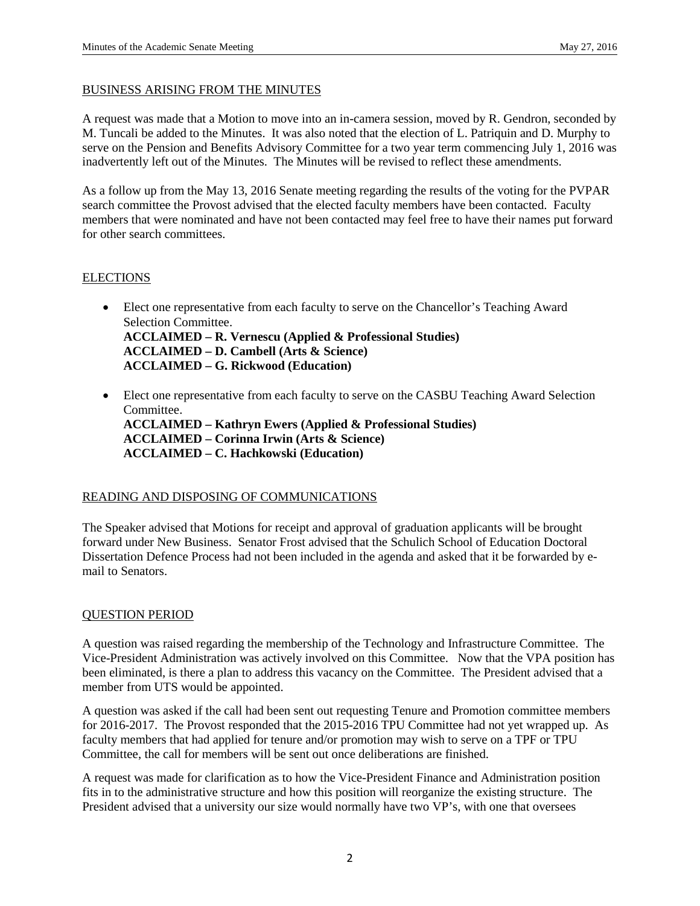## BUSINESS ARISING FROM THE MINUTES

A request was made that a Motion to move into an in-camera session, moved by R. Gendron, seconded by M. Tuncali be added to the Minutes. It was also noted that the election of L. Patriquin and D. Murphy to serve on the Pension and Benefits Advisory Committee for a two year term commencing July 1, 2016 was inadvertently left out of the Minutes. The Minutes will be revised to reflect these amendments.

As a follow up from the May 13, 2016 Senate meeting regarding the results of the voting for the PVPAR search committee the Provost advised that the elected faculty members have been contacted. Faculty members that were nominated and have not been contacted may feel free to have their names put forward for other search committees.

## ELECTIONS

- Elect one representative from each faculty to serve on the Chancellor's Teaching Award Selection Committee.
  **ACCLAIMED – R. Vernescu (Applied & Professional Studies)**
  **ACCLAIMED – D. Cambell (Arts & Science)**
  **ACCLAIMED – G. Rickwood (Education)**

- Elect one representative from each faculty to serve on the CASBU Teaching Award Selection Committee.
  **ACCLAIMED – Kathryn Ewers (Applied & Professional Studies)**
  **ACCLAIMED – Corinna Irwin (Arts & Science)**
  **ACCLAIMED – C. Hachkowski (Education)**

## READING AND DISPOSING OF COMMUNICATIONS

The Speaker advised that Motions for receipt and approval of graduation applicants will be brought forward under New Business. Senator Frost advised that the Schulich School of Education Doctoral Dissertation Defence Process had not been included in the agenda and asked that it be forwarded by e-mail to Senators.

## QUESTION PERIOD

A question was raised regarding the membership of the Technology and Infrastructure Committee. The Vice-President Administration was actively involved on this Committee. Now that the VPA position has been eliminated, is there a plan to address this vacancy on the Committee. The President advised that a member from UTS would be appointed.

A question was asked if the call had been sent out requesting Tenure and Promotion committee members for 2016-2017. The Provost responded that the 2015-2016 TPU Committee had not yet wrapped up. As faculty members that had applied for tenure and/or promotion may wish to serve on a TPF or TPU Committee, the call for members will be sent out once deliberations are finished.

A request was made for clarification as to how the Vice-President Finance and Administration position fits in to the administrative structure and how this position will reorganize the existing structure. The President advised that a university our size would normally have two VP's, with one that oversees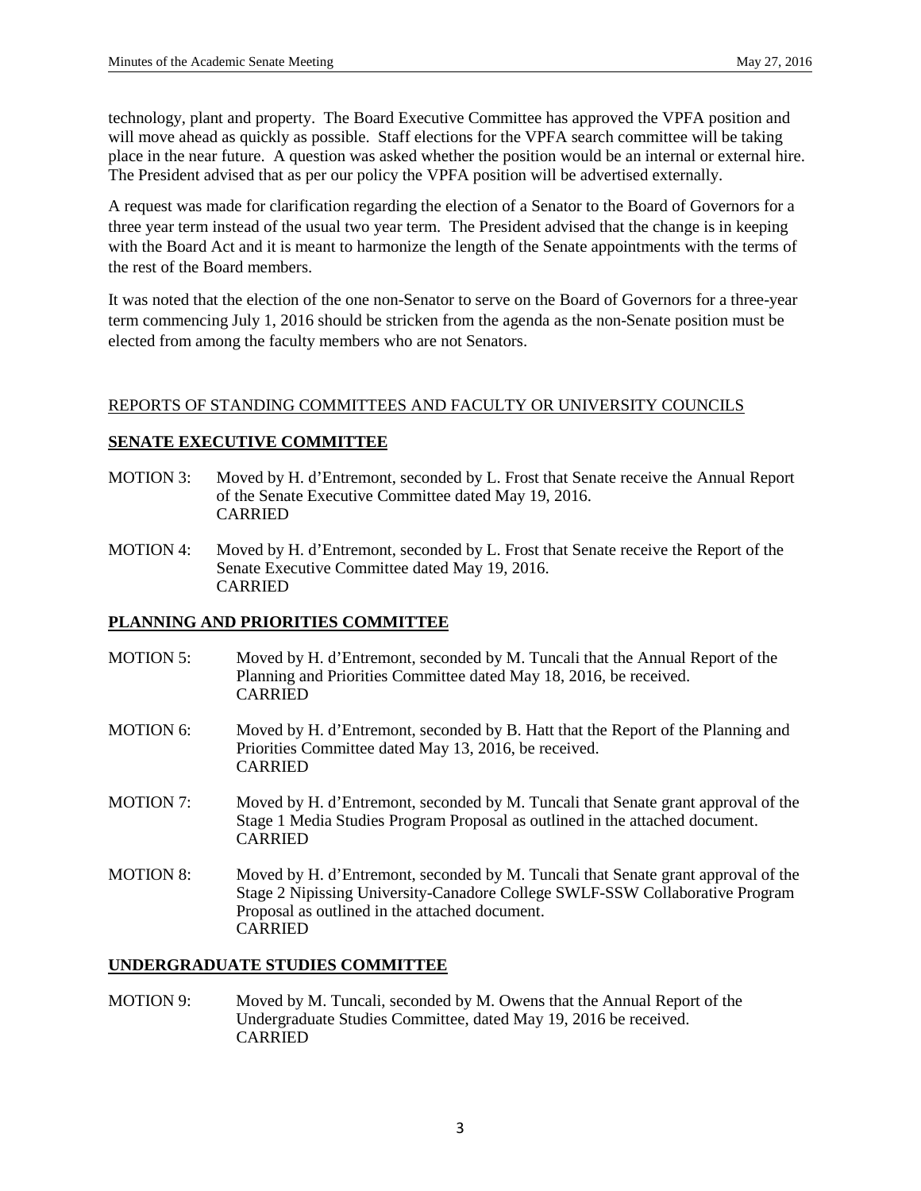technology, plant and property. The Board Executive Committee has approved the VPFA position and will move ahead as quickly as possible. Staff elections for the VPFA search committee will be taking place in the near future. A question was asked whether the position would be an internal or external hire. The President advised that as per our policy the VPFA position will be advertised externally.

A request was made for clarification regarding the election of a Senator to the Board of Governors for a three year term instead of the usual two year term. The President advised that the change is in keeping with the Board Act and it is meant to harmonize the length of the Senate appointments with the terms of the rest of the Board members.

It was noted that the election of the one non-Senator to serve on the Board of Governors for a three-year term commencing July 1, 2016 should be stricken from the agenda as the non-Senate position must be elected from among the faculty members who are not Senators.

## REPORTS OF STANDING COMMITTEES AND FACULTY OR UNIVERSITY COUNCILS

### SENATE EXECUTIVE COMMITTEE

MOTION 3: Moved by H. d'Entremont, seconded by L. Frost that Senate receive the Annual Report of the Senate Executive Committee dated May 19, 2016.
CARRIED

MOTION 4: Moved by H. d'Entremont, seconded by L. Frost that Senate receive the Report of the Senate Executive Committee dated May 19, 2016.
CARRIED

### PLANNING AND PRIORITIES COMMITTEE

MOTION 5: Moved by H. d'Entremont, seconded by M. Tuncali that the Annual Report of the Planning and Priorities Committee dated May 18, 2016, be received.
CARRIED

MOTION 6: Moved by H. d'Entremont, seconded by B. Hatt that the Report of the Planning and Priorities Committee dated May 13, 2016, be received.
CARRIED

MOTION 7: Moved by H. d'Entremont, seconded by M. Tuncali that Senate grant approval of the Stage 1 Media Studies Program Proposal as outlined in the attached document.
CARRIED

MOTION 8: Moved by H. d'Entremont, seconded by M. Tuncali that Senate grant approval of the Stage 2 Nipissing University-Canadore College SWLF-SSW Collaborative Program Proposal as outlined in the attached document.
CARRIED

### UNDERGRADUATE STUDIES COMMITTEE

MOTION 9: Moved by M. Tuncali, seconded by M. Owens that the Annual Report of the Undergraduate Studies Committee, dated May 19, 2016 be received.
CARRIED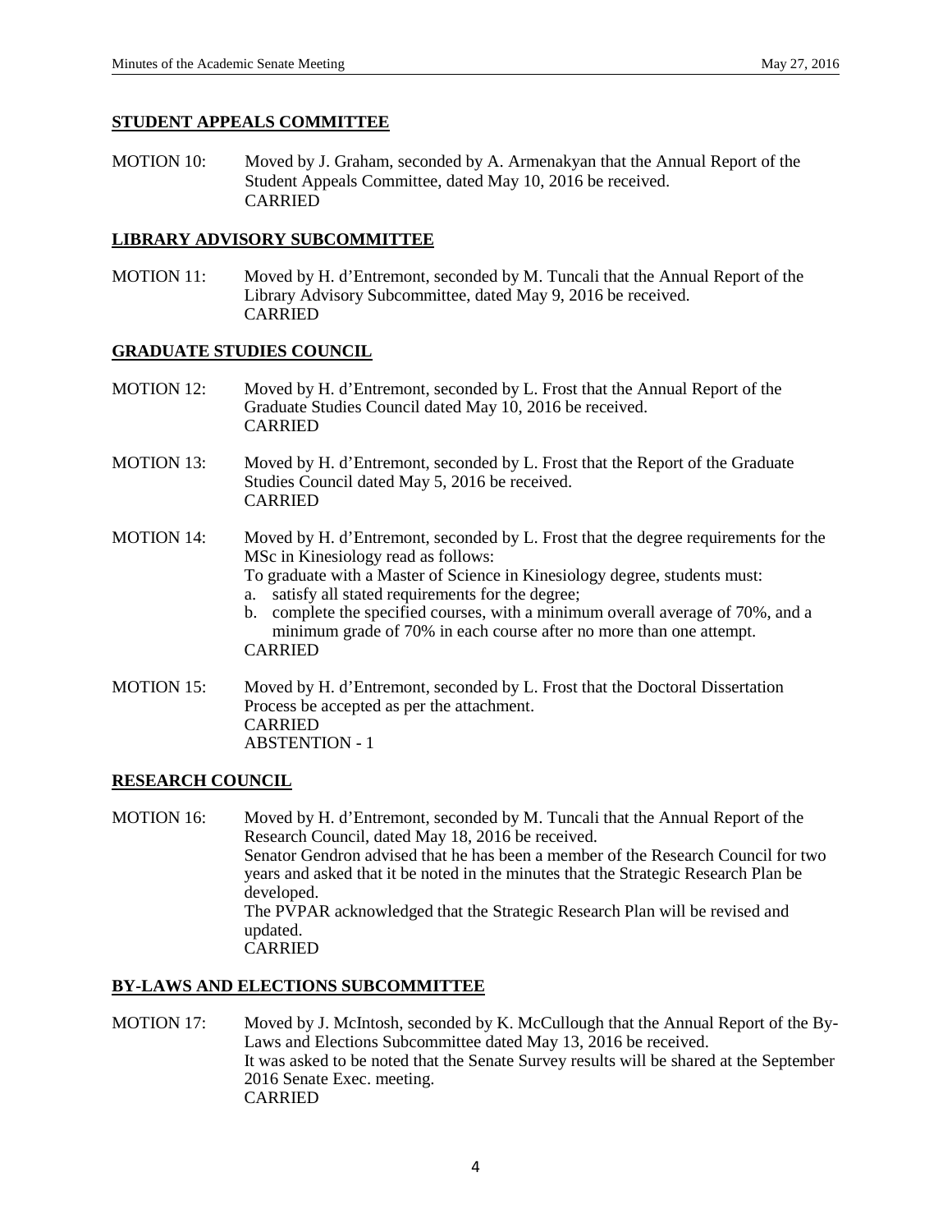## STUDENT APPEALS COMMITTEE

MOTION 10: Moved by J. Graham, seconded by A. Armenakyan that the Annual Report of the Student Appeals Committee, dated May 10, 2016 be received.
CARRIED

## LIBRARY ADVISORY SUBCOMMITTEE

MOTION 11: Moved by H. d'Entremont, seconded by M. Tuncali that the Annual Report of the Library Advisory Subcommittee, dated May 9, 2016 be received.
CARRIED

## GRADUATE STUDIES COUNCIL

MOTION 12: Moved by H. d'Entremont, seconded by L. Frost that the Annual Report of the Graduate Studies Council dated May 10, 2016 be received.
CARRIED

MOTION 13: Moved by H. d'Entremont, seconded by L. Frost that the Report of the Graduate Studies Council dated May 5, 2016 be received.
CARRIED

MOTION 14: Moved by H. d'Entremont, seconded by L. Frost that the degree requirements for the MSc in Kinesiology read as follows:
To graduate with a Master of Science in Kinesiology degree, students must:

a. satisfy all stated requirements for the degree;
b. complete the specified courses, with a minimum overall average of 70%, and a minimum grade of 70% in each course after no more than one attempt.

CARRIED

MOTION 15: Moved by H. d'Entremont, seconded by L. Frost that the Doctoral Dissertation Process be accepted as per the attachment.
CARRIED
ABSTENTION - 1

## RESEARCH COUNCIL

MOTION 16: Moved by H. d'Entremont, seconded by M. Tuncali that the Annual Report of the Research Council, dated May 18, 2016 be received.
Senator Gendron advised that he has been a member of the Research Council for two years and asked that it be noted in the minutes that the Strategic Research Plan be developed.
The PVPAR acknowledged that the Strategic Research Plan will be revised and updated.
CARRIED

## BY-LAWS AND ELECTIONS SUBCOMMITTEE

MOTION 17: Moved by J. McIntosh, seconded by K. McCullough that the Annual Report of the By-Laws and Elections Subcommittee dated May 13, 2016 be received.
It was asked to be noted that the Senate Survey results will be shared at the September 2016 Senate Exec. meeting.
CARRIED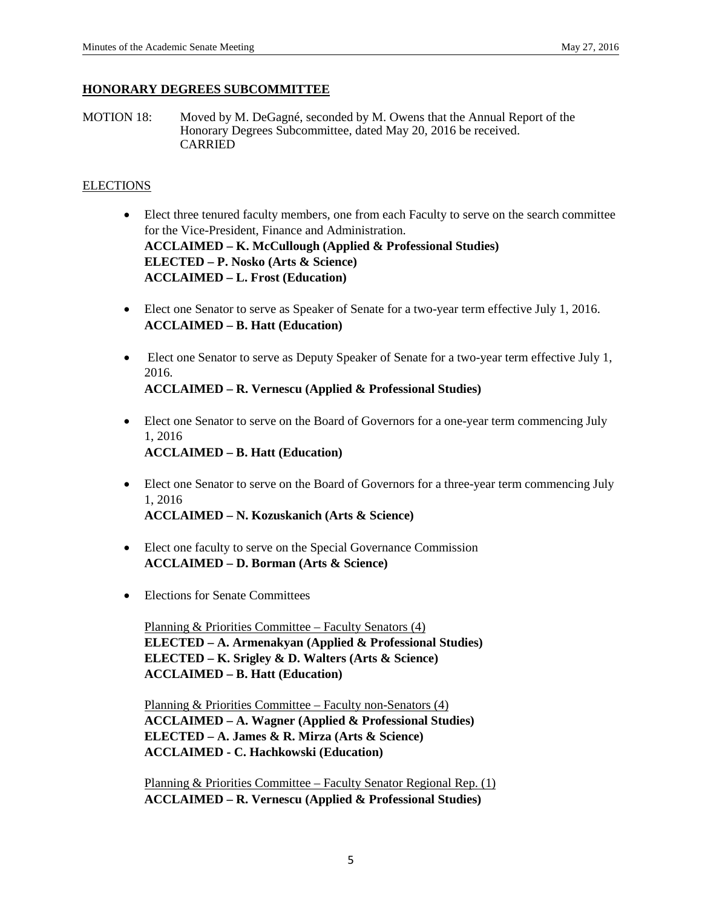## HONORARY DEGREES SUBCOMMITTEE

MOTION 18: Moved by M. DeGagné, seconded by M. Owens that the Annual Report of the Honorary Degrees Subcommittee, dated May 20, 2016 be received.
CARRIED

## ELECTIONS

- Elect three tenured faculty members, one from each Faculty to serve on the search committee for the Vice-President, Finance and Administration.
  **ACCLAIMED – K. McCullough (Applied & Professional Studies)**
  **ELECTED – P. Nosko (Arts & Science)**
  **ACCLAIMED – L. Frost (Education)**

- Elect one Senator to serve as Speaker of Senate for a two-year term effective July 1, 2016.
  **ACCLAIMED – B. Hatt (Education)**

- Elect one Senator to serve as Deputy Speaker of Senate for a two-year term effective July 1, 2016.
  **ACCLAIMED – R. Vernescu (Applied & Professional Studies)**

- Elect one Senator to serve on the Board of Governors for a one-year term commencing July 1, 2016
  **ACCLAIMED – B. Hatt (Education)**

- Elect one Senator to serve on the Board of Governors for a three-year term commencing July 1, 2016
  **ACCLAIMED – N. Kozuskanich (Arts & Science)**

- Elect one faculty to serve on the Special Governance Commission
  **ACCLAIMED – D. Borman (Arts & Science)**

- Elections for Senate Committees

  Planning & Priorities Committee – Faculty Senators (4)
  **ELECTED – A. Armenakyan (Applied & Professional Studies)**
  **ELECTED – K. Srigley & D. Walters (Arts & Science)**
  **ACCLAIMED – B. Hatt (Education)**

  Planning & Priorities Committee – Faculty non-Senators (4)
  **ACCLAIMED – A. Wagner (Applied & Professional Studies)**
  **ELECTED – A. James & R. Mirza (Arts & Science)**
  **ACCLAIMED - C. Hachkowski (Education)**

  Planning & Priorities Committee – Faculty Senator Regional Rep. (1)
  **ACCLAIMED – R. Vernescu (Applied & Professional Studies)**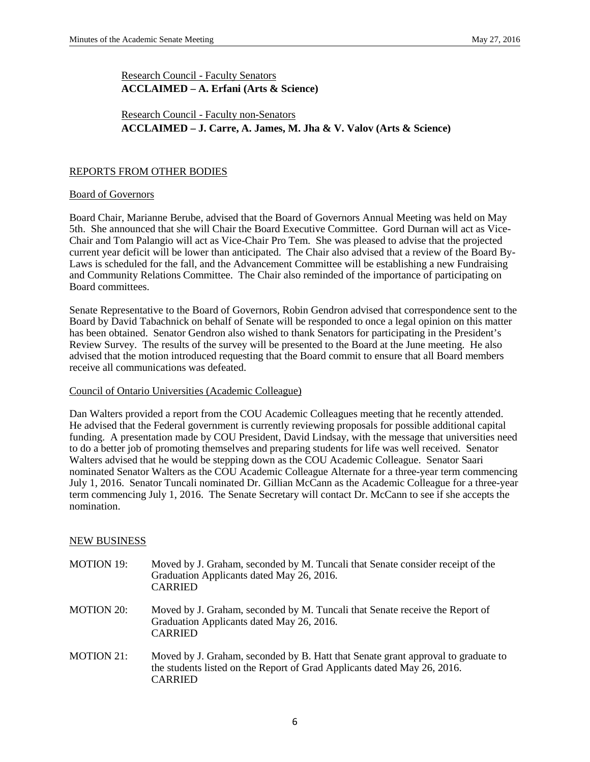Research Council - Faculty Senators
**ACCLAIMED – A. Erfani (Arts & Science)**

Research Council - Faculty non-Senators
**ACCLAIMED – J. Carre, A. James, M. Jha & V. Valov (Arts & Science)**

## REPORTS FROM OTHER BODIES

### Board of Governors

Board Chair, Marianne Berube, advised that the Board of Governors Annual Meeting was held on May 5th. She announced that she will Chair the Board Executive Committee. Gord Durnan will act as Vice-Chair and Tom Palangio will act as Vice-Chair Pro Tem. She was pleased to advise that the projected current year deficit will be lower than anticipated. The Chair also advised that a review of the Board By-Laws is scheduled for the fall, and the Advancement Committee will be establishing a new Fundraising and Community Relations Committee. The Chair also reminded of the importance of participating on Board committees.

Senate Representative to the Board of Governors, Robin Gendron advised that correspondence sent to the Board by David Tabachnick on behalf of Senate will be responded to once a legal opinion on this matter has been obtained. Senator Gendron also wished to thank Senators for participating in the President's Review Survey. The results of the survey will be presented to the Board at the June meeting. He also advised that the motion introduced requesting that the Board commit to ensure that all Board members receive all communications was defeated.

### Council of Ontario Universities (Academic Colleague)

Dan Walters provided a report from the COU Academic Colleagues meeting that he recently attended. He advised that the Federal government is currently reviewing proposals for possible additional capital funding. A presentation made by COU President, David Lindsay, with the message that universities need to do a better job of promoting themselves and preparing students for life was well received. Senator Walters advised that he would be stepping down as the COU Academic Colleague. Senator Saari nominated Senator Walters as the COU Academic Colleague Alternate for a three-year term commencing July 1, 2016. Senator Tuncali nominated Dr. Gillian McCann as the Academic Colleague for a three-year term commencing July 1, 2016. The Senate Secretary will contact Dr. McCann to see if she accepts the nomination.

## NEW BUSINESS

MOTION 19: Moved by J. Graham, seconded by M. Tuncali that Senate consider receipt of the Graduation Applicants dated May 26, 2016.
CARRIED

MOTION 20: Moved by J. Graham, seconded by M. Tuncali that Senate receive the Report of Graduation Applicants dated May 26, 2016.
CARRIED

MOTION 21: Moved by J. Graham, seconded by B. Hatt that Senate grant approval to graduate to the students listed on the Report of Grad Applicants dated May 26, 2016.
CARRIED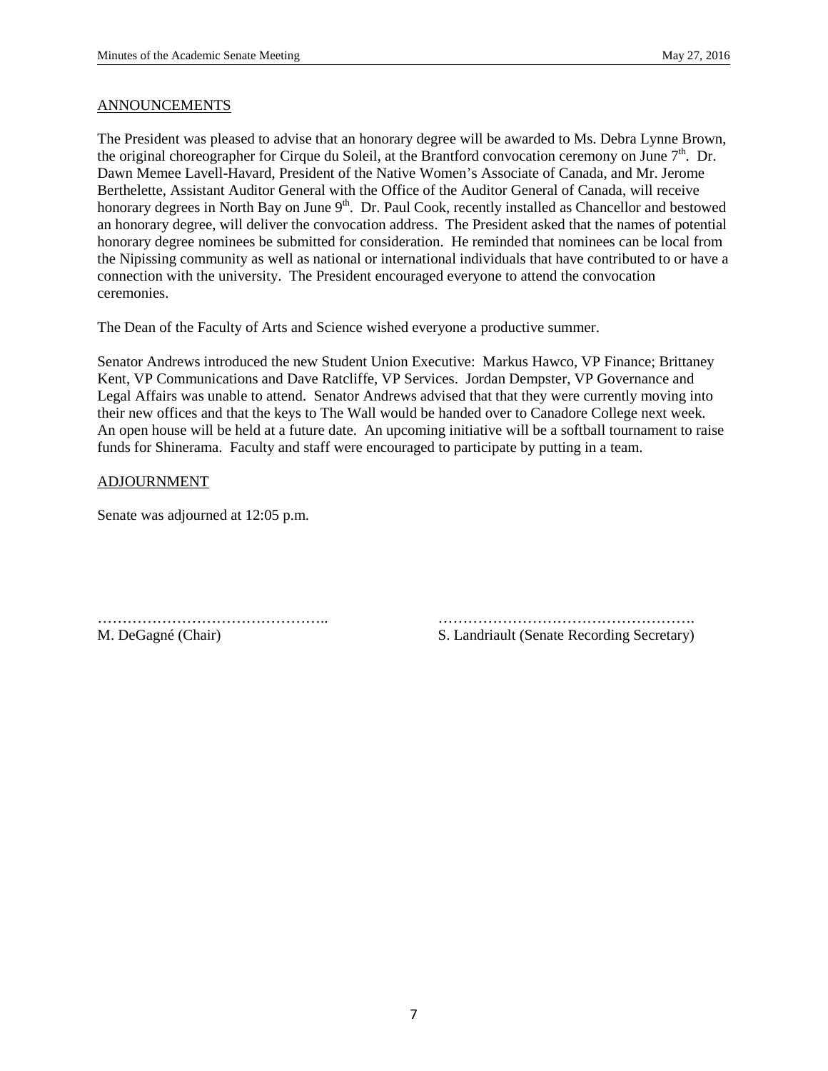## ANNOUNCEMENTS

The President was pleased to advise that an honorary degree will be awarded to Ms. Debra Lynne Brown, the original choreographer for Cirque du Soleil, at the Brantford convocation ceremony on June 7th. Dr. Dawn Memee Lavell-Havard, President of the Native Women's Associate of Canada, and Mr. Jerome Berthelette, Assistant Auditor General with the Office of the Auditor General of Canada, will receive honorary degrees in North Bay on June 9th. Dr. Paul Cook, recently installed as Chancellor and bestowed an honorary degree, will deliver the convocation address. The President asked that the names of potential honorary degree nominees be submitted for consideration. He reminded that nominees can be local from the Nipissing community as well as national or international individuals that have contributed to or have a connection with the university. The President encouraged everyone to attend the convocation ceremonies.

The Dean of the Faculty of Arts and Science wished everyone a productive summer.

Senator Andrews introduced the new Student Union Executive: Markus Hawco, VP Finance; Brittaney Kent, VP Communications and Dave Ratcliffe, VP Services. Jordan Dempster, VP Governance and Legal Affairs was unable to attend. Senator Andrews advised that that they were currently moving into their new offices and that the keys to The Wall would be handed over to Canadore College next week. An open house will be held at a future date. An upcoming initiative will be a softball tournament to raise funds for Shinerama. Faculty and staff were encouraged to participate by putting in a team.

## ADJOURNMENT

Senate was adjourned at 12:05 p.m.

……………………………………….. 
M. DeGagné (Chair)

…………………………………………….
S. Landriault (Senate Recording Secretary)